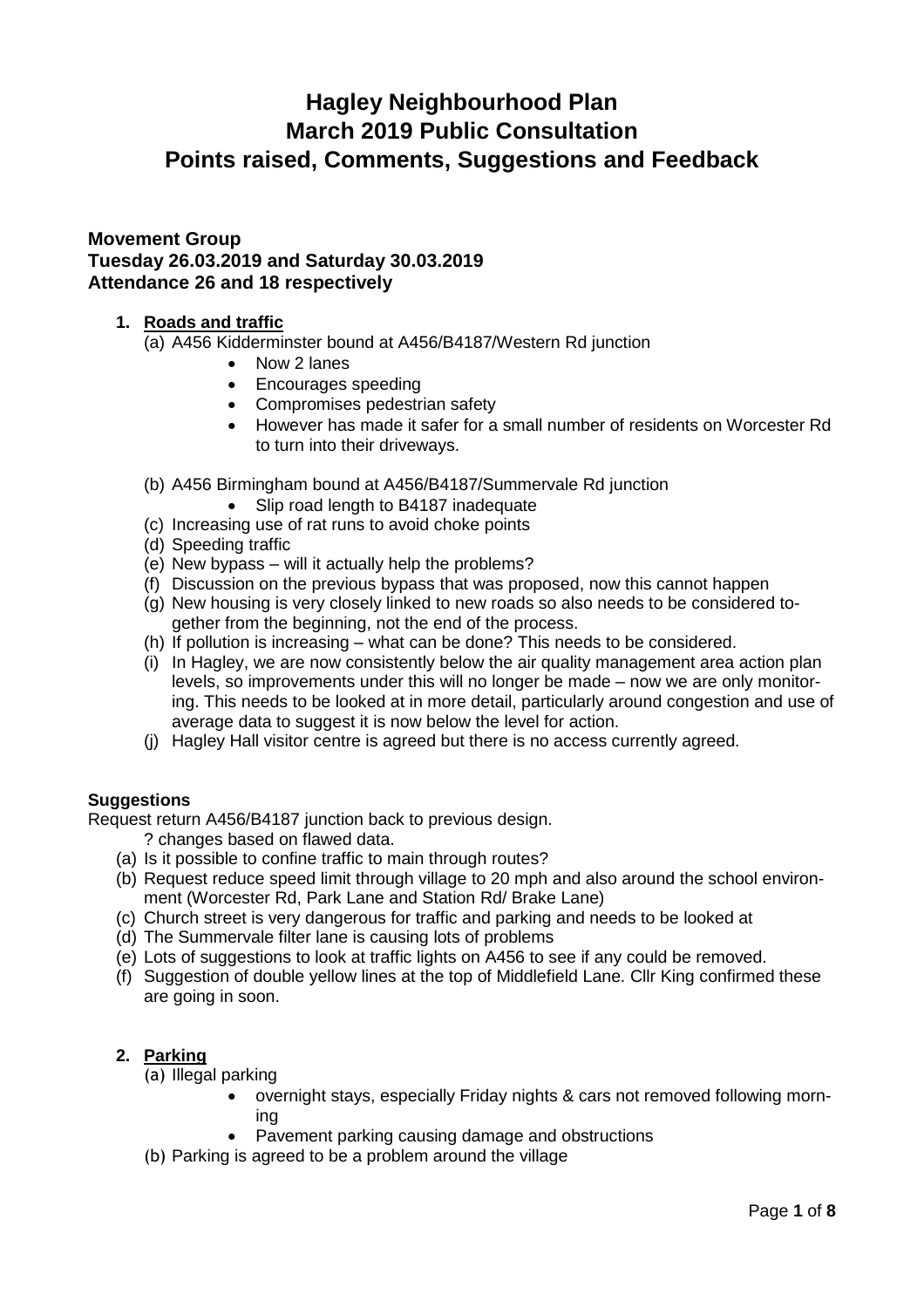# Hagley Neighbourhood Plan
# March 2019 Public Consultation
# Points raised, Comments, Suggestions and Feedback

**Movement Group**
**Tuesday 26.03.2019 and Saturday 30.03.2019**
**Attendance 26 and 18 respectively**

1. **Roads and traffic**
   (a) A456 Kidderminster bound at A456/B4187/Western Rd junction
   - Now 2 lanes
   - Encourages speeding
   - Compromises pedestrian safety
   - However has made it safer for a small number of residents on Worcester Rd to turn into their driveways.

   (b) A456 Birmingham bound at A456/B4187/Summervale Rd junction
   - Slip road length to B4187 inadequate

   (c) Increasing use of rat runs to avoid choke points
   (d) Speeding traffic
   (e) New bypass – will it actually help the problems?
   (f) Discussion on the previous bypass that was proposed, now this cannot happen
   (g) New housing is very closely linked to new roads so also needs to be considered together from the beginning, not the end of the process.
   (h) If pollution is increasing – what can be done? This needs to be considered.
   (i) In Hagley, we are now consistently below the air quality management area action plan levels, so improvements under this will no longer be made – now we are only monitoring. This needs to be looked at in more detail, particularly around congestion and use of average data to suggest it is now below the level for action.
   (j) Hagley Hall visitor centre is agreed but there is no access currently agreed.

**Suggestions**

Request return A456/B4187 junction back to previous design.

? changes based on flawed data.

(a) Is it possible to confine traffic to main through routes?
(b) Request reduce speed limit through village to 20 mph and also around the school environment (Worcester Rd, Park Lane and Station Rd/ Brake Lane)
(c) Church street is very dangerous for traffic and parking and needs to be looked at
(d) The Summervale filter lane is causing lots of problems
(e) Lots of suggestions to look at traffic lights on A456 to see if any could be removed.
(f) Suggestion of double yellow lines at the top of Middlefield Lane. Cllr King confirmed these are going in soon.

2. **Parking**
   (a) Illegal parking
   - overnight stays, especially Friday nights & cars not removed following morning
   - Pavement parking causing damage and obstructions

   (b) Parking is agreed to be a problem around the village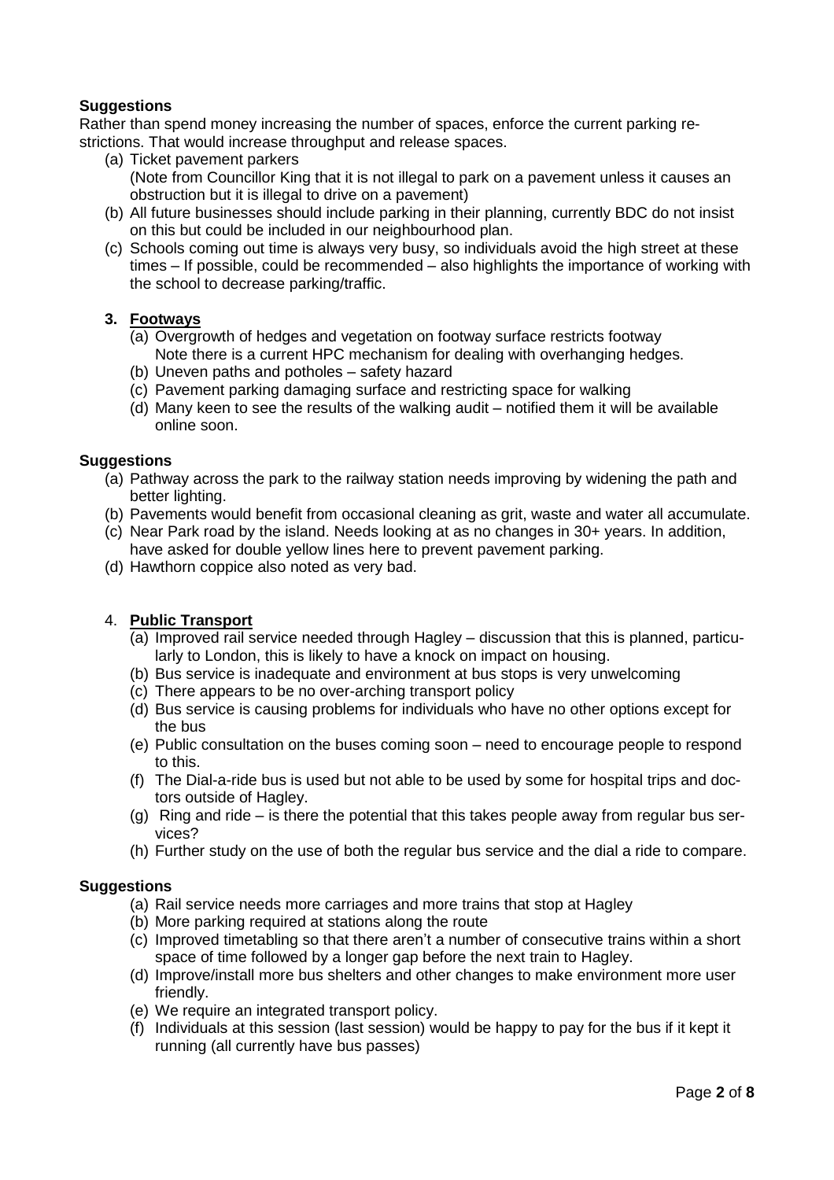**Suggestions**

Rather than spend money increasing the number of spaces, enforce the current parking restrictions. That would increase throughput and release spaces.

(a) Ticket pavement parkers
(Note from Councillor King that it is not illegal to park on a pavement unless it causes an obstruction but it is illegal to drive on a pavement)

(b) All future businesses should include parking in their planning, currently BDC do not insist on this but could be included in our neighbourhood plan.

(c) Schools coming out time is always very busy, so individuals avoid the high street at these times – If possible, could be recommended – also highlights the importance of working with the school to decrease parking/traffic.

**3. Footways**

(a) Overgrowth of hedges and vegetation on footway surface restricts footway
Note there is a current HPC mechanism for dealing with overhanging hedges.

(b) Uneven paths and potholes – safety hazard

(c) Pavement parking damaging surface and restricting space for walking

(d) Many keen to see the results of the walking audit – notified them it will be available online soon.

**Suggestions**

(a) Pathway across the park to the railway station needs improving by widening the path and better lighting.

(b) Pavements would benefit from occasional cleaning as grit, waste and water all accumulate.

(c) Near Park road by the island. Needs looking at as no changes in 30+ years. In addition, have asked for double yellow lines here to prevent pavement parking.

(d) Hawthorn coppice also noted as very bad.

4. **Public Transport**

(a) Improved rail service needed through Hagley – discussion that this is planned, particularly to London, this is likely to have a knock on impact on housing.

(b) Bus service is inadequate and environment at bus stops is very unwelcoming

(c) There appears to be no over-arching transport policy

(d) Bus service is causing problems for individuals who have no other options except for the bus

(e) Public consultation on the buses coming soon – need to encourage people to respond to this.

(f) The Dial-a-ride bus is used but not able to be used by some for hospital trips and doctors outside of Hagley.

(g) Ring and ride – is there the potential that this takes people away from regular bus services?

(h) Further study on the use of both the regular bus service and the dial a ride to compare.

**Suggestions**

(a) Rail service needs more carriages and more trains that stop at Hagley

(b) More parking required at stations along the route

(c) Improved timetabling so that there aren't a number of consecutive trains within a short space of time followed by a longer gap before the next train to Hagley.

(d) Improve/install more bus shelters and other changes to make environment more user friendly.

(e) We require an integrated transport policy.

(f) Individuals at this session (last session) would be happy to pay for the bus if it kept it running (all currently have bus passes)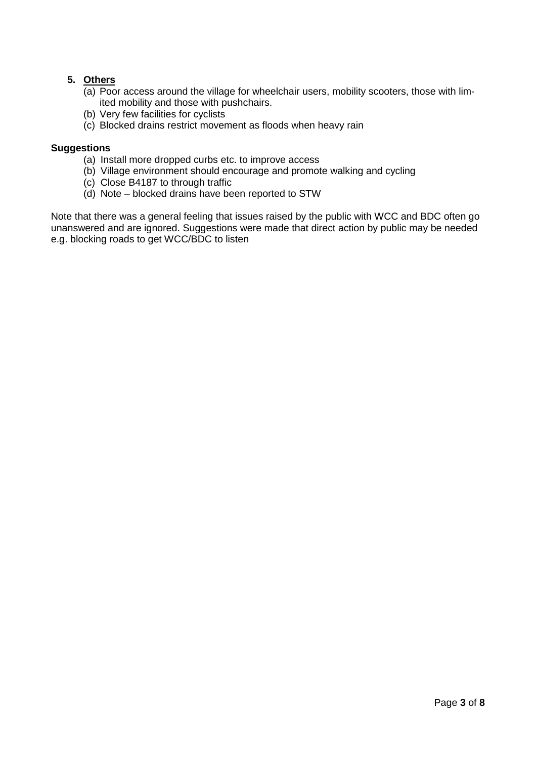5. **Others**
   (a) Poor access around the village for wheelchair users, mobility scooters, those with limited mobility and those with pushchairs.
   (b) Very few facilities for cyclists
   (c) Blocked drains restrict movement as floods when heavy rain

**Suggestions**

   (a) Install more dropped curbs etc. to improve access
   (b) Village environment should encourage and promote walking and cycling
   (c) Close B4187 to through traffic
   (d) Note – blocked drains have been reported to STW

Note that there was a general feeling that issues raised by the public with WCC and BDC often go unanswered and are ignored. Suggestions were made that direct action by public may be needed e.g. blocking roads to get WCC/BDC to listen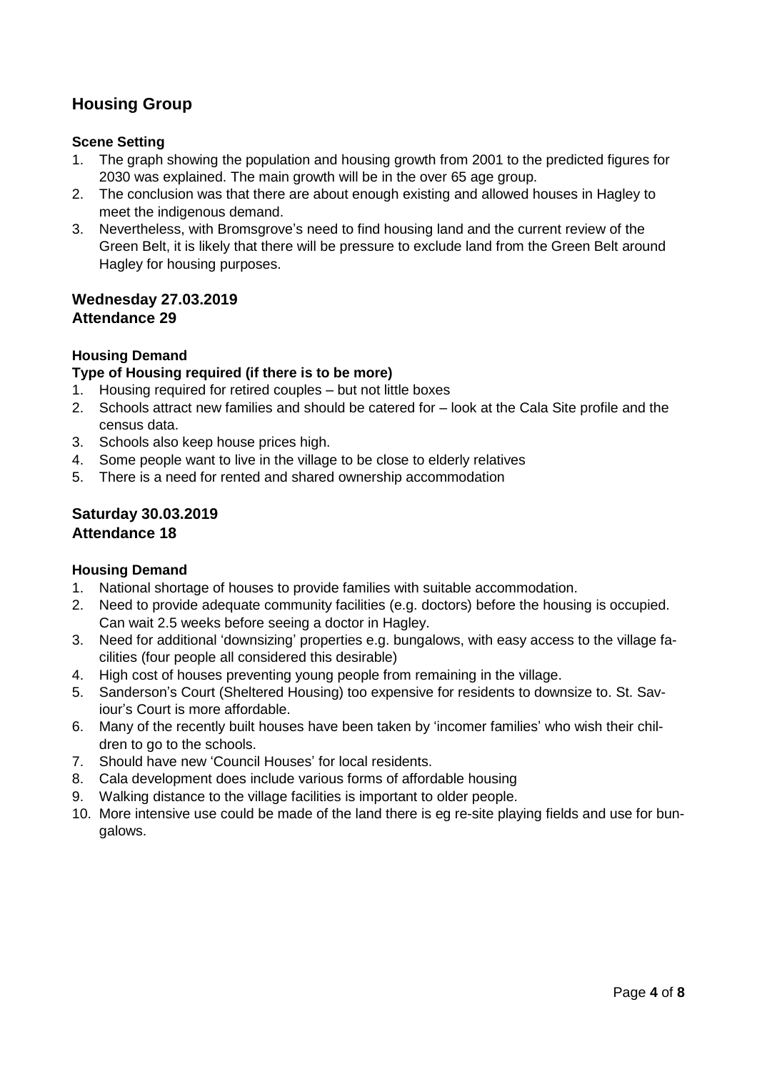## Housing Group

### Scene Setting

1. The graph showing the population and housing growth from 2001 to the predicted figures for 2030 was explained. The main growth will be in the over 65 age group.
2. The conclusion was that there are about enough existing and allowed houses in Hagley to meet the indigenous demand.
3. Nevertheless, with Bromsgrove's need to find housing land and the current review of the Green Belt, it is likely that there will be pressure to exclude land from the Green Belt around Hagley for housing purposes.

## Wednesday 27.03.2019
## Attendance 29

### Housing Demand

**Type of Housing required (if there is to be more)**

1. Housing required for retired couples – but not little boxes
2. Schools attract new families and should be catered for – look at the Cala Site profile and the census data.
3. Schools also keep house prices high.
4. Some people want to live in the village to be close to elderly relatives
5. There is a need for rented and shared ownership accommodation

## Saturday 30.03.2019
## Attendance 18

### Housing Demand

1. National shortage of houses to provide families with suitable accommodation.
2. Need to provide adequate community facilities (e.g. doctors) before the housing is occupied. Can wait 2.5 weeks before seeing a doctor in Hagley.
3. Need for additional 'downsizing' properties e.g. bungalows, with easy access to the village facilities (four people all considered this desirable)
4. High cost of houses preventing young people from remaining in the village.
5. Sanderson's Court (Sheltered Housing) too expensive for residents to downsize to. St. Saviour's Court is more affordable.
6. Many of the recently built houses have been taken by 'incomer families' who wish their children to go to the schools.
7. Should have new 'Council Houses' for local residents.
8. Cala development does include various forms of affordable housing
9. Walking distance to the village facilities is important to older people.
10. More intensive use could be made of the land there is eg re-site playing fields and use for bungalows.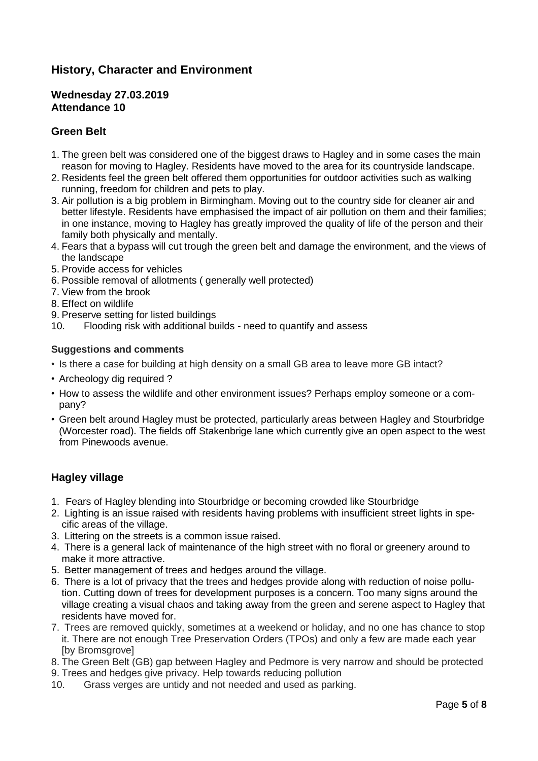## History, Character and Environment

**Wednesday 27.03.2019**
**Attendance 10**

### Green Belt

1. The green belt was considered one of the biggest draws to Hagley and in some cases the main reason for moving to Hagley. Residents have moved to the area for its countryside landscape.
2. Residents feel the green belt offered them opportunities for outdoor activities such as walking running, freedom for children and pets to play.
3. Air pollution is a big problem in Birmingham. Moving out to the country side for cleaner air and better lifestyle. Residents have emphasised the impact of air pollution on them and their families; in one instance, moving to Hagley has greatly improved the quality of life of the person and their family both physically and mentally.
4. Fears that a bypass will cut trough the green belt and damage the environment, and the views of the landscape
5. Provide access for vehicles
6. Possible removal of allotments ( generally well protected)
7. View from the brook
8. Effect on wildlife
9. Preserve setting for listed buildings
10. Flooding risk with additional builds - need to quantify and assess

#### Suggestions and comments

- Is there a case for building at high density on a small GB area to leave more GB intact?
- Archeology dig required ?
- How to assess the wildlife and other environment issues? Perhaps employ someone or a company?
- Green belt around Hagley must be protected, particularly areas between Hagley and Stourbridge (Worcester road). The fields off Stakenbrige lane which currently give an open aspect to the west from Pinewoods avenue.

### Hagley village

1. Fears of Hagley blending into Stourbridge or becoming crowded like Stourbridge
2. Lighting is an issue raised with residents having problems with insufficient street lights in specific areas of the village.
3. Littering on the streets is a common issue raised.
4. There is a general lack of maintenance of the high street with no floral or greenery around to make it more attractive.
5. Better management of trees and hedges around the village.
6. There is a lot of privacy that the trees and hedges provide along with reduction of noise pollution. Cutting down of trees for development purposes is a concern. Too many signs around the village creating a visual chaos and taking away from the green and serene aspect to Hagley that residents have moved for.
7. Trees are removed quickly, sometimes at a weekend or holiday, and no one has chance to stop it. There are not enough Tree Preservation Orders (TPOs) and only a few are made each year [by Bromsgrove]
8. The Green Belt (GB) gap between Hagley and Pedmore is very narrow and should be protected
9. Trees and hedges give privacy. Help towards reducing pollution
10. Grass verges are untidy and not needed and used as parking.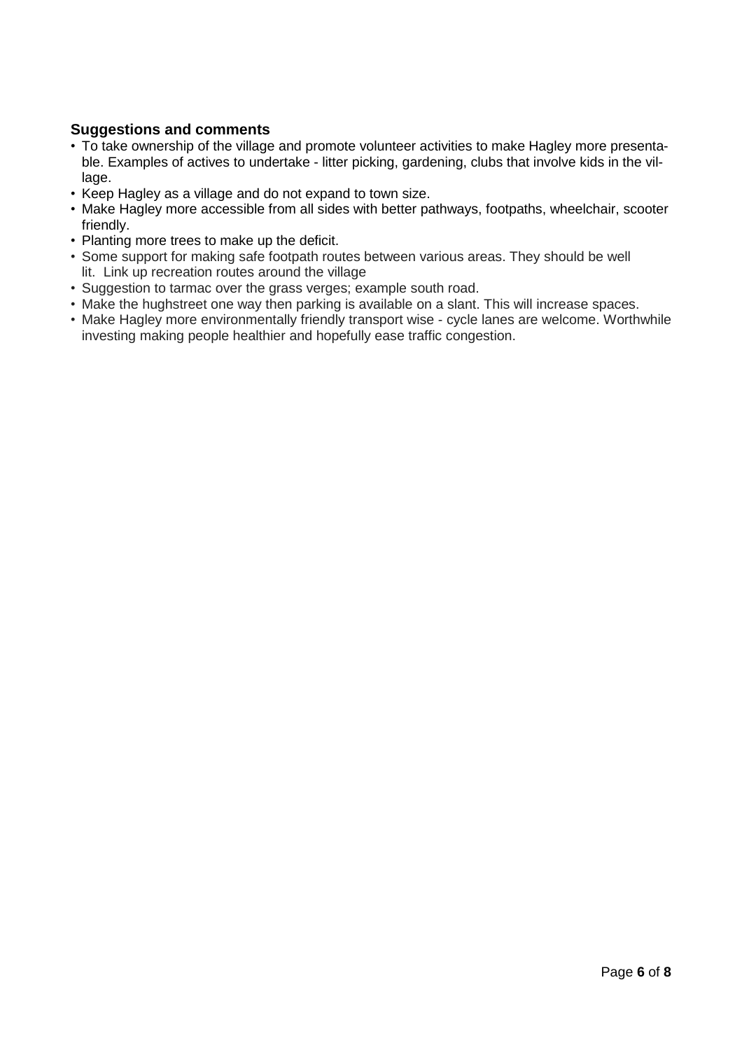### Suggestions and comments

- To take ownership of the village and promote volunteer activities to make Hagley more presentable. Examples of actives to undertake - litter picking, gardening, clubs that involve kids in the village.
- Keep Hagley as a village and do not expand to town size.
- Make Hagley more accessible from all sides with better pathways, footpaths, wheelchair, scooter friendly.
- Planting more trees to make up the deficit.
- Some support for making safe footpath routes between various areas. They should be well lit. Link up recreation routes around the village
- Suggestion to tarmac over the grass verges; example south road.
- Make the hughstreet one way then parking is available on a slant. This will increase spaces.
- Make Hagley more environmentally friendly transport wise - cycle lanes are welcome. Worthwhile investing making people healthier and hopefully ease traffic congestion.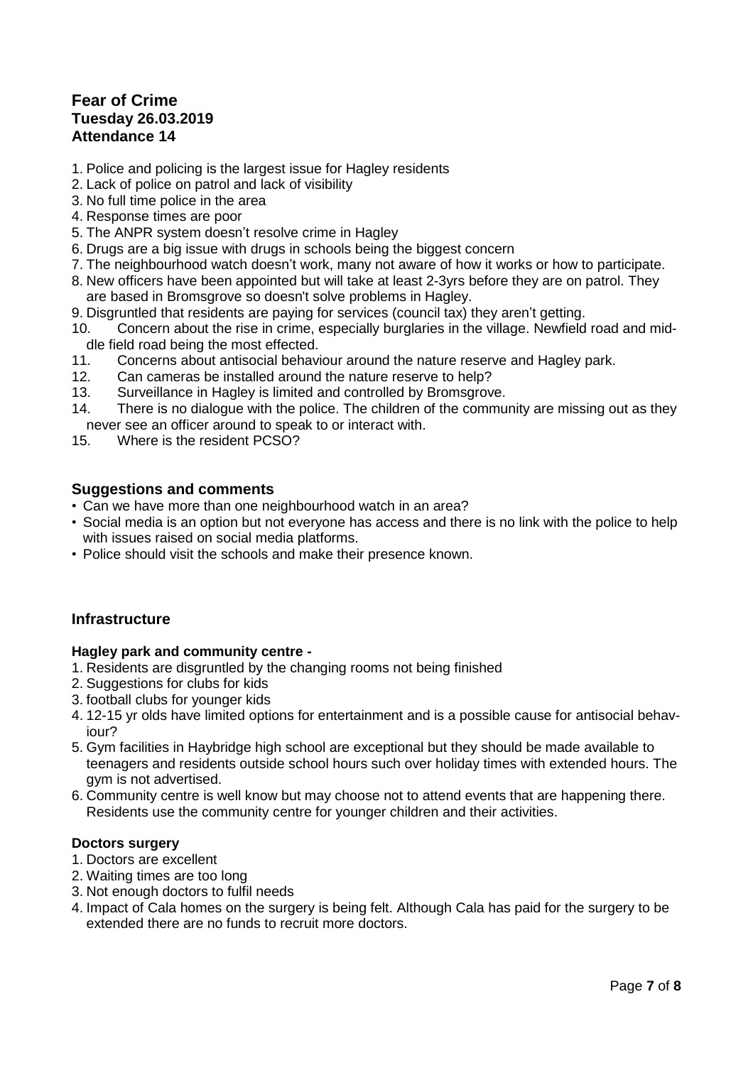## Fear of Crime
**Tuesday 26.03.2019**
**Attendance 14**

1. Police and policing is the largest issue for Hagley residents
2. Lack of police on patrol and lack of visibility
3. No full time police in the area
4. Response times are poor
5. The ANPR system doesn't resolve crime in Hagley
6. Drugs are a big issue with drugs in schools being the biggest concern
7. The neighbourhood watch doesn't work, many not aware of how it works or how to participate.
8. New officers have been appointed but will take at least 2-3yrs before they are on patrol. They are based in Bromsgrove so doesn't solve problems in Hagley.
9. Disgruntled that residents are paying for services (council tax) they aren't getting.
10. Concern about the rise in crime, especially burglaries in the village. Newfield road and middle field road being the most effected.
11. Concerns about antisocial behaviour around the nature reserve and Hagley park.
12. Can cameras be installed around the nature reserve to help?
13. Surveillance in Hagley is limited and controlled by Bromsgrove.
14. There is no dialogue with the police. The children of the community are missing out as they never see an officer around to speak to or interact with.
15. Where is the resident PCSO?

### Suggestions and comments

- Can we have more than one neighbourhood watch in an area?
- Social media is an option but not everyone has access and there is no link with the police to help with issues raised on social media platforms.
- Police should visit the schools and make their presence known.

### Infrastructure

**Hagley park and community centre -**

1. Residents are disgruntled by the changing rooms not being finished
2. Suggestions for clubs for kids
3. football clubs for younger kids
4. 12-15 yr olds have limited options for entertainment and is a possible cause for antisocial behaviour?
5. Gym facilities in Haybridge high school are exceptional but they should be made available to teenagers and residents outside school hours such over holiday times with extended hours. The gym is not advertised.
6. Community centre is well know but may choose not to attend events that are happening there. Residents use the community centre for younger children and their activities.

**Doctors surgery**

1. Doctors are excellent
2. Waiting times are too long
3. Not enough doctors to fulfil needs
4. Impact of Cala homes on the surgery is being felt. Although Cala has paid for the surgery to be extended there are no funds to recruit more doctors.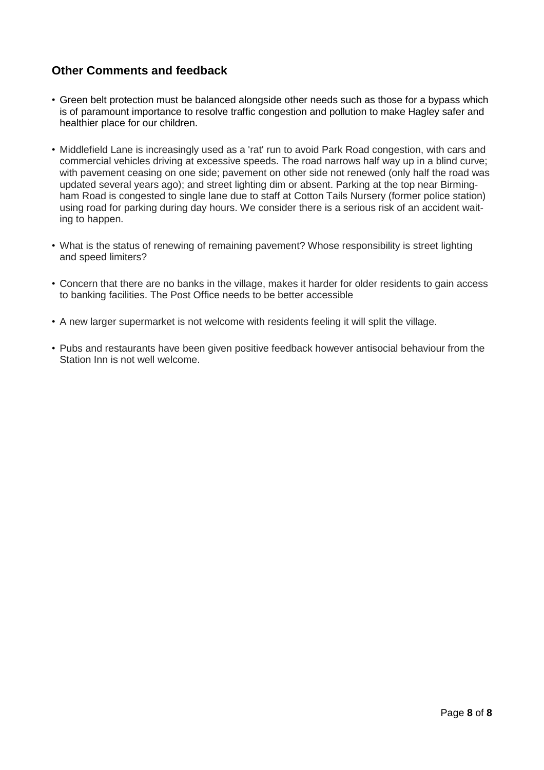## Other Comments and feedback

- Green belt protection must be balanced alongside other needs such as those for a bypass which is of paramount importance to resolve traffic congestion and pollution to make Hagley safer and healthier place for our children.
- Middlefield Lane is increasingly used as a 'rat' run to avoid Park Road congestion, with cars and commercial vehicles driving at excessive speeds. The road narrows half way up in a blind curve; with pavement ceasing on one side; pavement on other side not renewed (only half the road was updated several years ago); and street lighting dim or absent. Parking at the top near Birmingham Road is congested to single lane due to staff at Cotton Tails Nursery (former police station) using road for parking during day hours. We consider there is a serious risk of an accident waiting to happen.
- What is the status of renewing of remaining pavement? Whose responsibility is street lighting and speed limiters?
- Concern that there are no banks in the village, makes it harder for older residents to gain access to banking facilities. The Post Office needs to be better accessible
- A new larger supermarket is not welcome with residents feeling it will split the village.
- Pubs and restaurants have been given positive feedback however antisocial behaviour from the Station Inn is not well welcome.